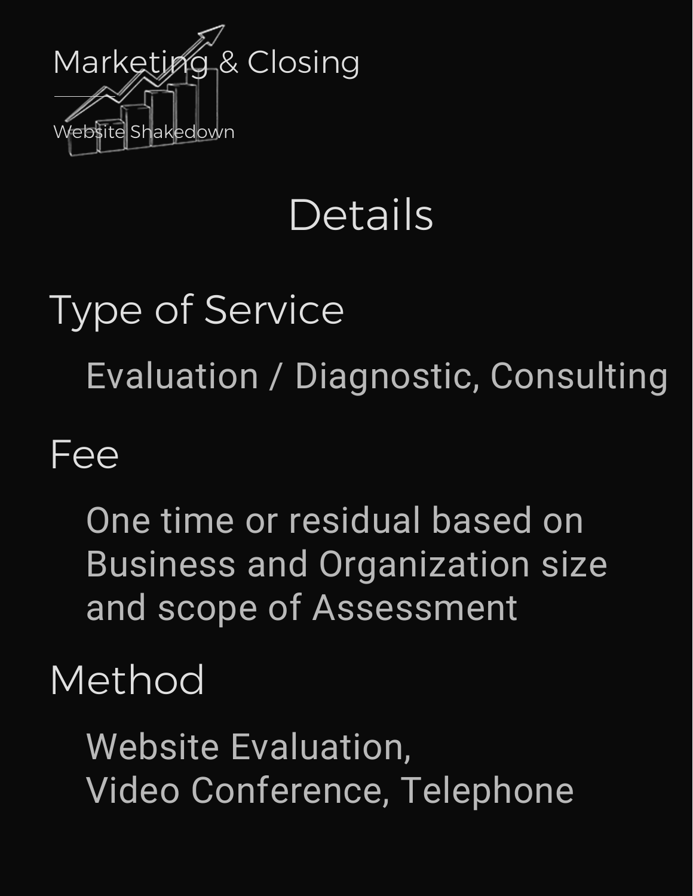Marketing & Closing

Website Shakedown

# Details

## Type of Service

Evaluation / Diagnostic, Consulting

## Fee

One time or residual based on Business and Organization size and scope of Assessment

## Method

Website Evaluation,
Video Conference, Telephone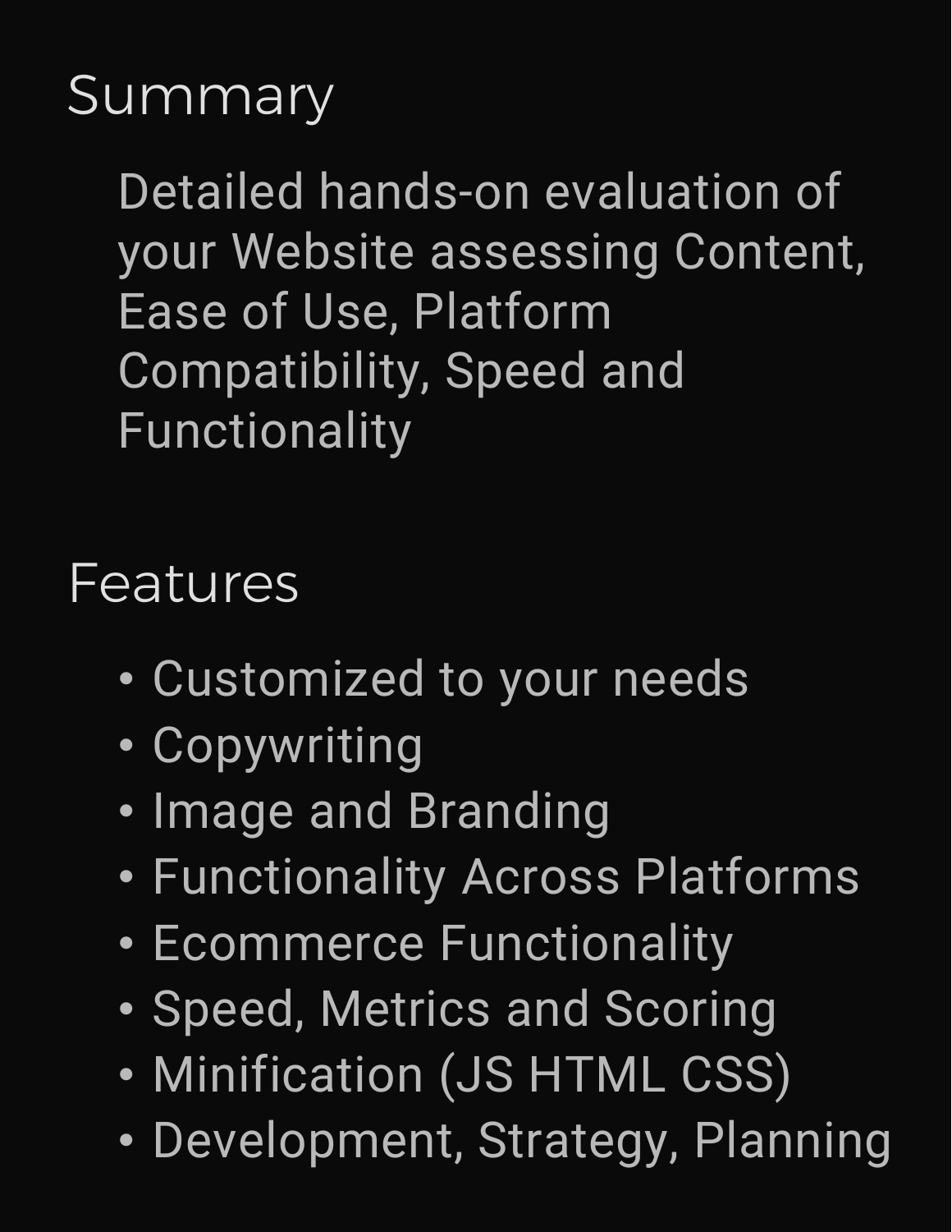## Summary

Detailed hands-on evaluation of your Website assessing Content, Ease of Use, Platform Compatibility, Speed and Functionality

## Features

- Customized to your needs
- Copywriting
- Image and Branding
- Functionality Across Platforms
- Ecommerce Functionality
- Speed, Metrics and Scoring
- Minification (JS HTML CSS)
- Development, Strategy, Planning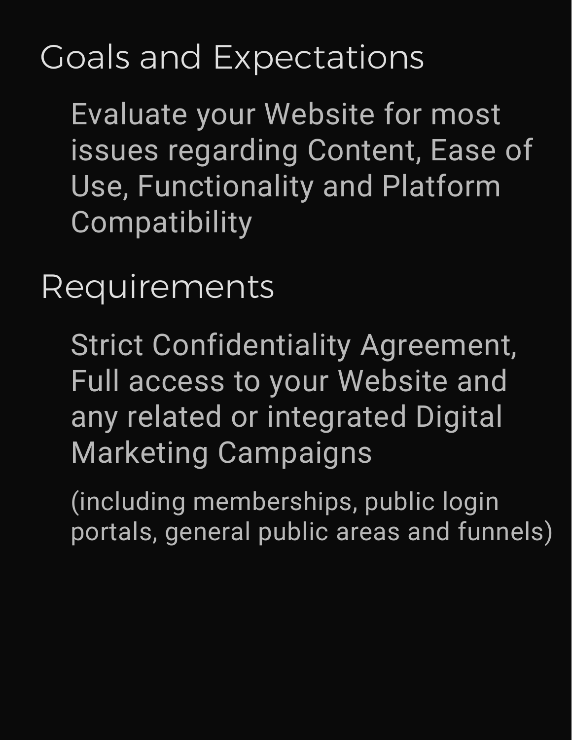## Goals and Expectations

Evaluate your Website for most issues regarding Content, Ease of Use, Functionality and Platform Compatibility

## Requirements

Strict Confidentiality Agreement, Full access to your Website and any related or integrated Digital Marketing Campaigns

(including memberships, public login portals, general public areas and funnels)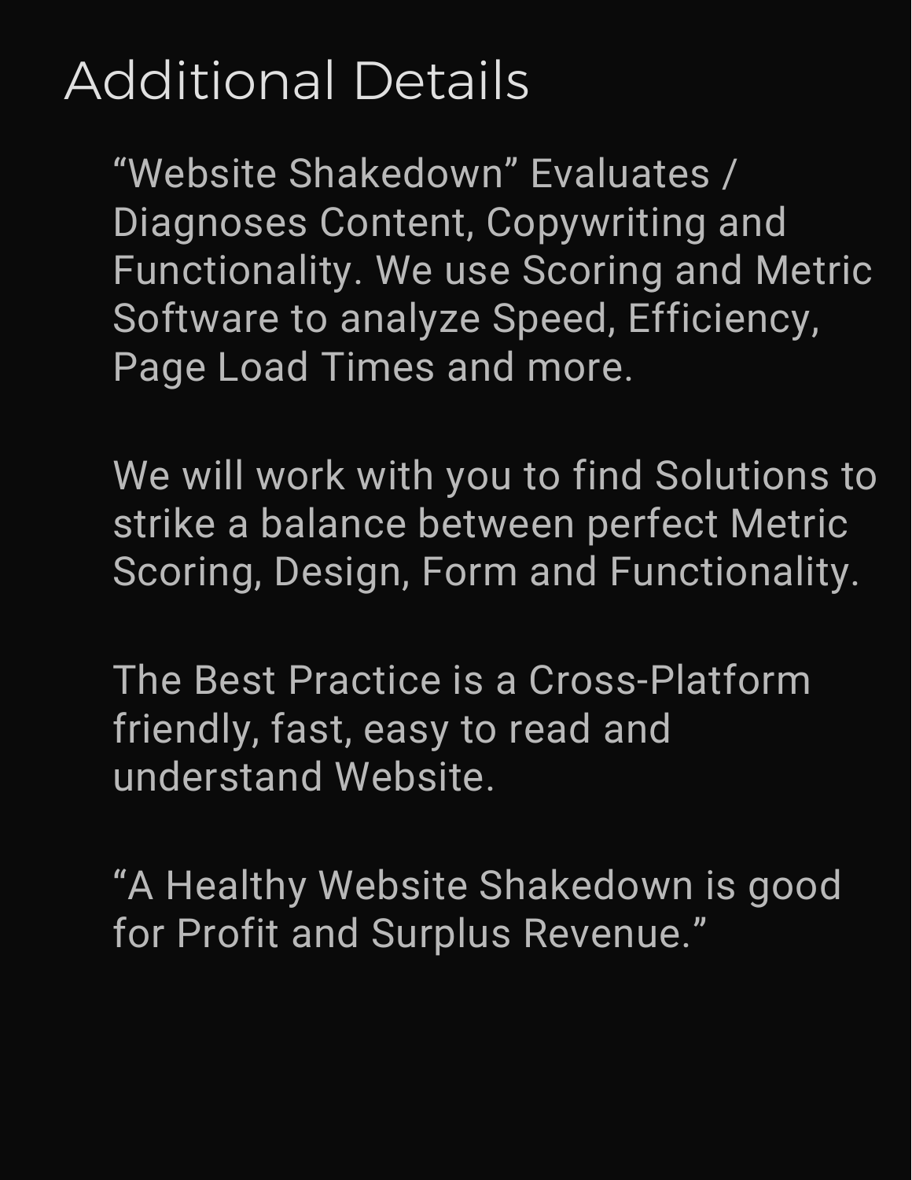# Additional Details

"Website Shakedown" Evaluates / Diagnoses Content, Copywriting and Functionality. We use Scoring and Metric Software to analyze Speed, Efficiency, Page Load Times and more.

We will work with you to find Solutions to strike a balance between perfect Metric Scoring, Design, Form and Functionality.

The Best Practice is a Cross-Platform friendly, fast, easy to read and understand Website.

"A Healthy Website Shakedown is good for Profit and Surplus Revenue."